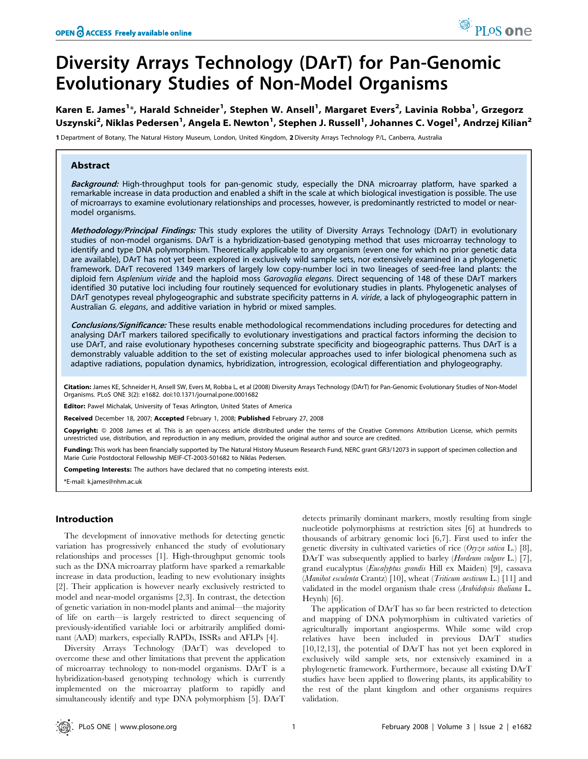# Diversity Arrays Technology (DArT) for Pan-Genomic Evolutionary Studies of Non-Model Organisms

Karen E. James[1]*, Harald Schneider[1], Stephen W. Ansell[1], Margaret Evers[2], Lavinia Robba[1], Grzegorz Uszynski[2], Niklas Pedersen[1], Angela E. Newton[1], Stephen J. Russell[1], Johannes C. Vogel[1], Andrzej Kilian[2]

1 Department of Botany, The Natural History Museum, London, United Kingdom, 2 Diversity Arrays Technology P/L, Canberra, Australia

## Abstract

***Background:*** High-throughput tools for pan-genomic study, especially the DNA microarray platform, have sparked a remarkable increase in data production and enabled a shift in the scale at which biological investigation is possible. The use of microarrays to examine evolutionary relationships and processes, however, is predominantly restricted to model or near-model organisms.

***Methodology/Principal Findings:*** This study explores the utility of Diversity Arrays Technology (DArT) in evolutionary studies of non-model organisms. DArT is a hybridization-based genotyping method that uses microarray technology to identify and type DNA polymorphism. Theoretically applicable to any organism (even one for which no prior genetic data are available), DArT has not yet been explored in exclusively wild sample sets, nor extensively examined in a phylogenetic framework. DArT recovered 1349 markers of largely low copy-number loci in two lineages of seed-free land plants: the diploid fern *Asplenium viride* and the haploid moss *Garovaglia elegans*. Direct sequencing of 148 of these DArT markers identified 30 putative loci including four routinely sequenced for evolutionary studies in plants. Phylogenetic analyses of DArT genotypes reveal phylogeographic and substrate specificity patterns in *A. viride*, a lack of phylogeographic pattern in Australian *G. elegans*, and additive variation in hybrid or mixed samples.

***Conclusions/Significance:*** These results enable methodological recommendations including procedures for detecting and analysing DArT markers tailored specifically to evolutionary investigations and practical factors informing the decision to use DArT, and raise evolutionary hypotheses concerning substrate specificity and biogeographic patterns. Thus DArT is a demonstrably valuable addition to the set of existing molecular approaches used to infer biological phenomena such as adaptive radiations, population dynamics, hybridization, introgression, ecological differentiation and phylogeography.

**Citation:** James KE, Schneider H, Ansell SW, Evers M, Robba L, et al (2008) Diversity Arrays Technology (DArT) for Pan-Genomic Evolutionary Studies of Non-Model Organisms. PLoS ONE 3(2): e1682. doi:10.1371/journal.pone.0001682

**Editor:** Pawel Michalak, University of Texas Arlington, United States of America

**Received** December 18, 2007; **Accepted** February 1, 2008; **Published** February 27, 2008

**Copyright:** © 2008 James et al. This is an open-access article distributed under the terms of the Creative Commons Attribution License, which permits unrestricted use, distribution, and reproduction in any medium, provided the original author and source are credited.

**Funding:** This work has been financially supported by The Natural History Museum Research Fund, NERC grant GR3/12073 in support of specimen collection and Marie Curie Postdoctoral Fellowship MEIF-CT-2003-501682 to Niklas Pedersen.

**Competing Interests:** The authors have declared that no competing interests exist.

*E-mail: k.james@nhm.ac.uk

## Introduction

The development of innovative methods for detecting genetic variation has progressively enhanced the study of evolutionary relationships and processes [1]. High-throughput genomic tools such as the DNA microarray platform have sparked a remarkable increase in data production, leading to new evolutionary insights [2]. Their application is however nearly exclusively restricted to model and near-model organisms [2,3]. In contrast, the detection of genetic variation in non-model plants and animal—the majority of life on earth—is largely restricted to direct sequencing of previously-identified variable loci or arbitrarily amplified dominant (AAD) markers, especially RAPDs, ISSRs and AFLPs [4].

Diversity Arrays Technology (DArT) was developed to overcome these and other limitations that prevent the application of microarray technology to non-model organisms. DArT is a hybridization-based genotyping technology which is currently implemented on the microarray platform to rapidly and simultaneously identify and type DNA polymorphism [5]. DArT detects primarily dominant markers, mostly resulting from single nucleotide polymorphisms at restriction sites [6] at hundreds to thousands of arbitrary genomic loci [6,7]. First used to infer the genetic diversity in cultivated varieties of rice (*Oryza sativa* L.) [8], DArT was subsequently applied to barley (*Hordeum vulgare* L.) [7], grand eucalyptus (*Eucalyptus grandis* Hill ex Maiden) [9], cassava (*Manihot esculenta* Crantz) [10], wheat (*Triticum aestivum* L.) [11] and validated in the model organism thale cress (*Arabidopsis thaliana* L. Heynh) [6].

The application of DArT has so far been restricted to detection and mapping of DNA polymorphism in cultivated varieties of agriculturally important angiosperms. While some wild crop relatives have been included in previous DArT studies [10,12,13], the potential of DArT has not yet been explored in exclusively wild sample sets, nor extensively examined in a phylogenetic framework. Furthermore, because all existing DArT studies have been applied to flowering plants, its applicability to the rest of the plant kingdom and other organisms requires validation.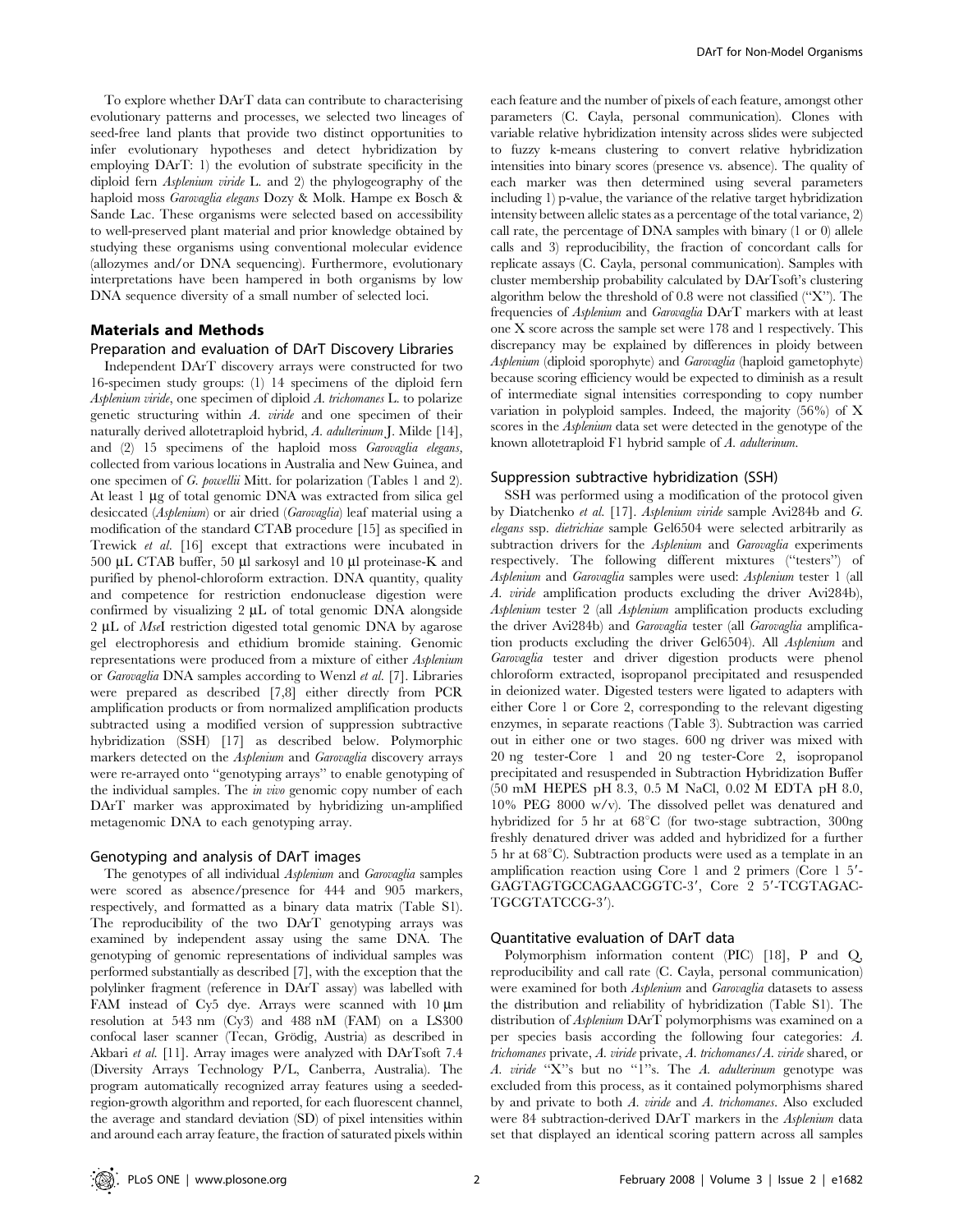To explore whether DArT data can contribute to characterising evolutionary patterns and processes, we selected two lineages of seed-free land plants that provide two distinct opportunities to infer evolutionary hypotheses and detect hybridization by employing DArT: 1) the evolution of substrate specificity in the diploid fern *Asplenium viride* L. and 2) the phylogeography of the haploid moss *Garovaglia elegans* Dozy & Molk. Hampe ex Bosch & Sande Lac. These organisms were selected based on accessibility to well-preserved plant material and prior knowledge obtained by studying these organisms using conventional molecular evidence (allozymes and/or DNA sequencing). Furthermore, evolutionary interpretations have been hampered in both organisms by low DNA sequence diversity of a small number of selected loci.

## Materials and Methods

### Preparation and evaluation of DArT Discovery Libraries

Independent DArT discovery arrays were constructed for two 16-specimen study groups: (1) 14 specimens of the diploid fern *Asplenium viride*, one specimen of diploid *A. trichomanes* L. to polarize genetic structuring within *A. viride* and one specimen of their naturally derived allotetraploid hybrid, *A. adulterinum* J. Milde [14], and (2) 15 specimens of the haploid moss *Garovaglia elegans*, collected from various locations in Australia and New Guinea, and one specimen of *G. powellii* Mitt. for polarization (Tables 1 and 2). At least 1 µg of total genomic DNA was extracted from silica gel desiccated (*Asplenium*) or air dried (*Garovaglia*) leaf material using a modification of the standard CTAB procedure [15] as specified in Trewick *et al.* [16] except that extractions were incubated in 500 µL CTAB buffer, 50 µl sarkosyl and 10 µl proteinase-K and purified by phenol-chloroform extraction. DNA quantity, quality and competence for restriction endonuclease digestion were confirmed by visualizing 2 µL of total genomic DNA alongside 2 µL of *Mse*I restriction digested total genomic DNA by agarose gel electrophoresis and ethidium bromide staining. Genomic representations were produced from a mixture of either *Asplenium* or *Garovaglia* DNA samples according to Wenzl *et al.* [7]. Libraries were prepared as described [7,8] either directly from PCR amplification products or from normalized amplification products subtracted using a modified version of suppression subtractive hybridization (SSH) [17] as described below. Polymorphic markers detected on the *Asplenium* and *Garovaglia* discovery arrays were re-arrayed onto "genotyping arrays" to enable genotyping of the individual samples. The *in vivo* genomic copy number of each DArT marker was approximated by hybridizing un-amplified metagenomic DNA to each genotyping array.

### Genotyping and analysis of DArT images

The genotypes of all individual *Asplenium* and *Garovaglia* samples were scored as absence/presence for 444 and 905 markers, respectively, and formatted as a binary data matrix (Table S1). The reproducibility of the two DArT genotyping arrays was examined by independent assay using the same DNA. The genotyping of genomic representations of individual samples was performed substantially as described [7], with the exception that the polylinker fragment (reference in DArT assay) was labelled with FAM instead of Cy5 dye. Arrays were scanned with 10 µm resolution at 543 nm (Cy3) and 488 nM (FAM) on a LS300 confocal laser scanner (Tecan, Grödig, Austria) as described in Akbari *et al.* [11]. Array images were analyzed with DArTsoft 7.4 (Diversity Arrays Technology P/L, Canberra, Australia). The program automatically recognized array features using a seeded-region-growth algorithm and reported, for each fluorescent channel, the average and standard deviation (SD) of pixel intensities within and around each array feature, the fraction of saturated pixels within each feature and the number of pixels of each feature, amongst other parameters (C. Cayla, personal communication). Clones with variable relative hybridization intensity across slides were subjected to fuzzy k-means clustering to convert relative hybridization intensities into binary scores (presence vs. absence). The quality of each marker was then determined using several parameters including 1) p-value, the variance of the relative target hybridization intensity between allelic states as a percentage of the total variance, 2) call rate, the percentage of DNA samples with binary (1 or 0) allele calls and 3) reproducibility, the fraction of concordant calls for replicate assays (C. Cayla, personal communication). Samples with cluster membership probability calculated by DArTsoft's clustering algorithm below the threshold of 0.8 were not classified ("X"). The frequencies of *Asplenium* and *Garovaglia* DArT markers with at least one X score across the sample set were 178 and 1 respectively. This discrepancy may be explained by differences in ploidy between *Asplenium* (diploid sporophyte) and *Garovaglia* (haploid gametophyte) because scoring efficiency would be expected to diminish as a result of intermediate signal intensities corresponding to copy number variation in polyploid samples. Indeed, the majority (56%) of X scores in the *Asplenium* data set were detected in the genotype of the known allotetraploid F1 hybrid sample of *A. adulterinum*.

### Suppression subtractive hybridization (SSH)

SSH was performed using a modification of the protocol given by Diatchenko *et al.* [17]. *Asplenium viride* sample Avi284b and *G. elegans* ssp. *dietrichiae* sample Gel6504 were selected arbitrarily as subtraction drivers for the *Asplenium* and *Garovaglia* experiments respectively. The following different mixtures ("testers") of *Asplenium* and *Garovaglia* samples were used: *Asplenium* tester 1 (all *A. viride* amplification products excluding the driver Avi284b), *Asplenium* tester 2 (all *Asplenium* amplification products excluding the driver Avi284b) and *Garovaglia* tester (all *Garovaglia* amplification products excluding the driver Gel6504). All *Asplenium* and *Garovaglia* tester and driver digestion products were phenol chloroform extracted, isopropanol precipitated and resuspended in deionized water. Digested testers were ligated to adapters with either Core 1 or Core 2, corresponding to the relevant digesting enzymes, in separate reactions (Table 3). Subtraction was carried out in either one or two stages. 600 ng driver was mixed with 20 ng tester-Core 1 and 20 ng tester-Core 2, isopropanol precipitated and resuspended in Subtraction Hybridization Buffer (50 mM HEPES pH 8.3, 0.5 M NaCl, 0.02 M EDTA pH 8.0, 10% PEG 8000 w/v). The dissolved pellet was denatured and hybridized for 5 hr at 68°C (for two-stage subtraction, 300ng freshly denatured driver was added and hybridized for a further 5 hr at 68°C). Subtraction products were used as a template in an amplification reaction using Core 1 and 2 primers (Core 1 5′-GAGTAGTGCCAGAACGGTC-3′, Core 2 5′-TCGTAGACTGCGTATCCG-3′).

### Quantitative evaluation of DArT data

Polymorphism information content (PIC) [18], P and Q, reproducibility and call rate (C. Cayla, personal communication) were examined for both *Asplenium* and *Garovaglia* datasets to assess the distribution and reliability of hybridization (Table S1). The distribution of *Asplenium* DArT polymorphisms was examined on a per species basis according the following four categories: *A. trichomanes* private, *A. viride* private, *A. trichomanes*/*A. viride* shared, or *A. viride* "X"s but no "1"s. The *A. adulterinum* genotype was excluded from this process, as it contained polymorphisms shared by and private to both *A. viride* and *A. trichomanes*. Also excluded were 84 subtraction-derived DArT markers in the *Asplenium* data set that displayed an identical scoring pattern across all samples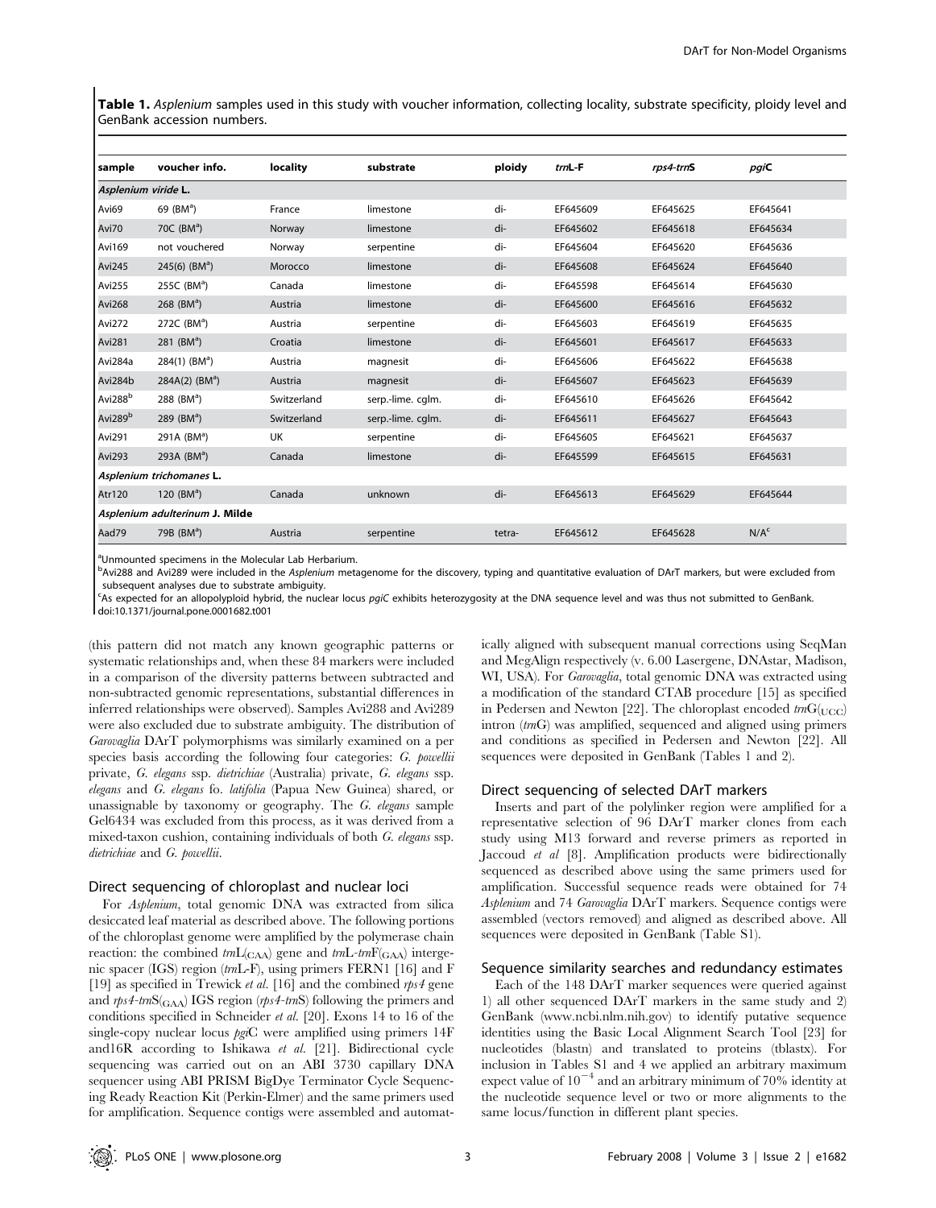**Table 1.** *Asplenium* samples used in this study with voucher information, collecting locality, substrate specificity, ploidy level and GenBank accession numbers.

| sample | voucher info. | locality | substrate | ploidy | *trn*L-F | *rps4-trn*S | *pgi*C |
|---|---|---|---|---|---|---|---|
| ***Asplenium viride* L.** | | | | | | | |
| Avi69 | 69 (BM[a]) | France | limestone | di- | EF645609 | EF645625 | EF645641 |
| Avi70 | 70C (BM[a]) | Norway | limestone | di- | EF645602 | EF645618 | EF645634 |
| Avi169 | not vouchered | Norway | serpentine | di- | EF645604 | EF645620 | EF645636 |
| Avi245 | 245(6) (BM[a]) | Morocco | limestone | di- | EF645608 | EF645624 | EF645640 |
| Avi255 | 255C (BM[a]) | Canada | limestone | di- | EF645598 | EF645614 | EF645630 |
| Avi268 | 268 (BM[a]) | Austria | limestone | di- | EF645600 | EF645616 | EF645632 |
| Avi272 | 272C (BM[a]) | Austria | serpentine | di- | EF645603 | EF645619 | EF645635 |
| Avi281 | 281 (BM[a]) | Croatia | limestone | di- | EF645601 | EF645617 | EF645633 |
| Avi284a | 284(1) (BM[a]) | Austria | magnesit | di- | EF645606 | EF645622 | EF645638 |
| Avi284b | 284A(2) (BM[a]) | Austria | magnesit | di- | EF645607 | EF645623 | EF645639 |
| Avi288[b] | 288 (BM[a]) | Switzerland | serp.-lime. cglm. | di- | EF645610 | EF645626 | EF645642 |
| Avi289[b] | 289 (BM[a]) | Switzerland | serp.-lime. cglm. | di- | EF645611 | EF645627 | EF645643 |
| Avi291 | 291A (BM[a]) | UK | serpentine | di- | EF645605 | EF645621 | EF645637 |
| Avi293 | 293A (BM[a]) | Canada | limestone | di- | EF645599 | EF645615 | EF645631 |
| ***Asplenium trichomanes* L.** | | | | | | | |
| Atr120 | 120 (BM[a]) | Canada | unknown | di- | EF645613 | EF645629 | EF645644 |
| ***Asplenium adulterinum* J. Milde** | | | | | | | |
| Aad79 | 79B (BM[a]) | Austria | serpentine | tetra- | EF645612 | EF645628 | N/A[c] |

[a]Unmounted specimens in the Molecular Lab Herbarium.
[b]Avi288 and Avi289 were included in the *Asplenium* metagenome for the discovery, typing and quantitative evaluation of DArT markers, but were excluded from subsequent analyses due to substrate ambiguity.
[c]As expected for an allopolyploid hybrid, the nuclear locus *pgiC* exhibits heterozygosity at the DNA sequence level and was thus not submitted to GenBank.
doi:10.1371/journal.pone.0001682.t001

(this pattern did not match any known geographic patterns or systematic relationships and, when these 84 markers were included in a comparison of the diversity patterns between subtracted and non-subtracted genomic representations, substantial differences in inferred relationships were observed). Samples Avi288 and Avi289 were also excluded due to substrate ambiguity. The distribution of *Garovaglia* DArT polymorphisms was similarly examined on a per species basis according the following four categories: *G. powellii* private, *G. elegans* ssp. *dietrichiae* (Australia) private, *G. elegans* ssp. *elegans* and *G. elegans* fo. *latifolia* (Papua New Guinea) shared, or unassignable by taxonomy or geography. The *G. elegans* sample Gel6434 was excluded from this process, as it was derived from a mixed-taxon cushion, containing individuals of both *G. elegans* ssp. *dietrichiae* and *G. powellii*.

### Direct sequencing of chloroplast and nuclear loci

For *Asplenium*, total genomic DNA was extracted from silica desiccated leaf material as described above. The following portions of the chloroplast genome were amplified by the polymerase chain reaction: the combined *trn*L$_{(GAA)}$ gene and *trn*L-*trn*F$_{(GAA)}$ intergenic spacer (IGS) region (*trn*L-F), using primers FERN1 [16] and F [19] as specified in Trewick *et al.* [16] and the combined *rps4* gene and *rps4-trn*S$_{(GAA)}$ IGS region (*rps4-trn*S) following the primers and conditions specified in Schneider *et al.* [20]. Exons 14 to 16 of the single-copy nuclear locus *pgi*C were amplified using primers 14F and16R according to Ishikawa *et al.* [21]. Bidirectional cycle sequencing was carried out on an ABI 3730 capillary DNA sequencer using ABI PRISM BigDye Terminator Cycle Sequencing Ready Reaction Kit (Perkin-Elmer) and the same primers used for amplification. Sequence contigs were assembled and automatically aligned with subsequent manual corrections using SeqMan and MegAlign respectively (v. 6.00 Lasergene, DNAstar, Madison, WI, USA). For *Garovaglia*, total genomic DNA was extracted using a modification of the standard CTAB procedure [15] as specified in Pedersen and Newton [22]. The chloroplast encoded *trn*G$_{(UCC)}$ intron (*trn*G) was amplified, sequenced and aligned using primers and conditions as specified in Pedersen and Newton [22]. All sequences were deposited in GenBank (Tables 1 and 2).

### Direct sequencing of selected DArT markers

Inserts and part of the polylinker region were amplified for a representative selection of 96 DArT marker clones from each study using M13 forward and reverse primers as reported in Jaccoud *et al* [8]. Amplification products were bidirectionally sequenced as described above using the same primers used for amplification. Successful sequence reads were obtained for 74 *Asplenium* and 74 *Garovaglia* DArT markers. Sequence contigs were assembled (vectors removed) and aligned as described above. All sequences were deposited in GenBank (Table S1).

### Sequence similarity searches and redundancy estimates

Each of the 148 DArT marker sequences were queried against 1) all other sequenced DArT markers in the same study and 2) GenBank (www.ncbi.nlm.nih.gov) to identify putative sequence identities using the Basic Local Alignment Search Tool [23] for nucleotides (blastn) and translated to proteins (tblastx). For inclusion in Tables S1 and 4 we applied an arbitrary maximum expect value of $10^{-4}$ and an arbitrary minimum of 70% identity at the nucleotide sequence level or two or more alignments to the same locus/function in different plant species.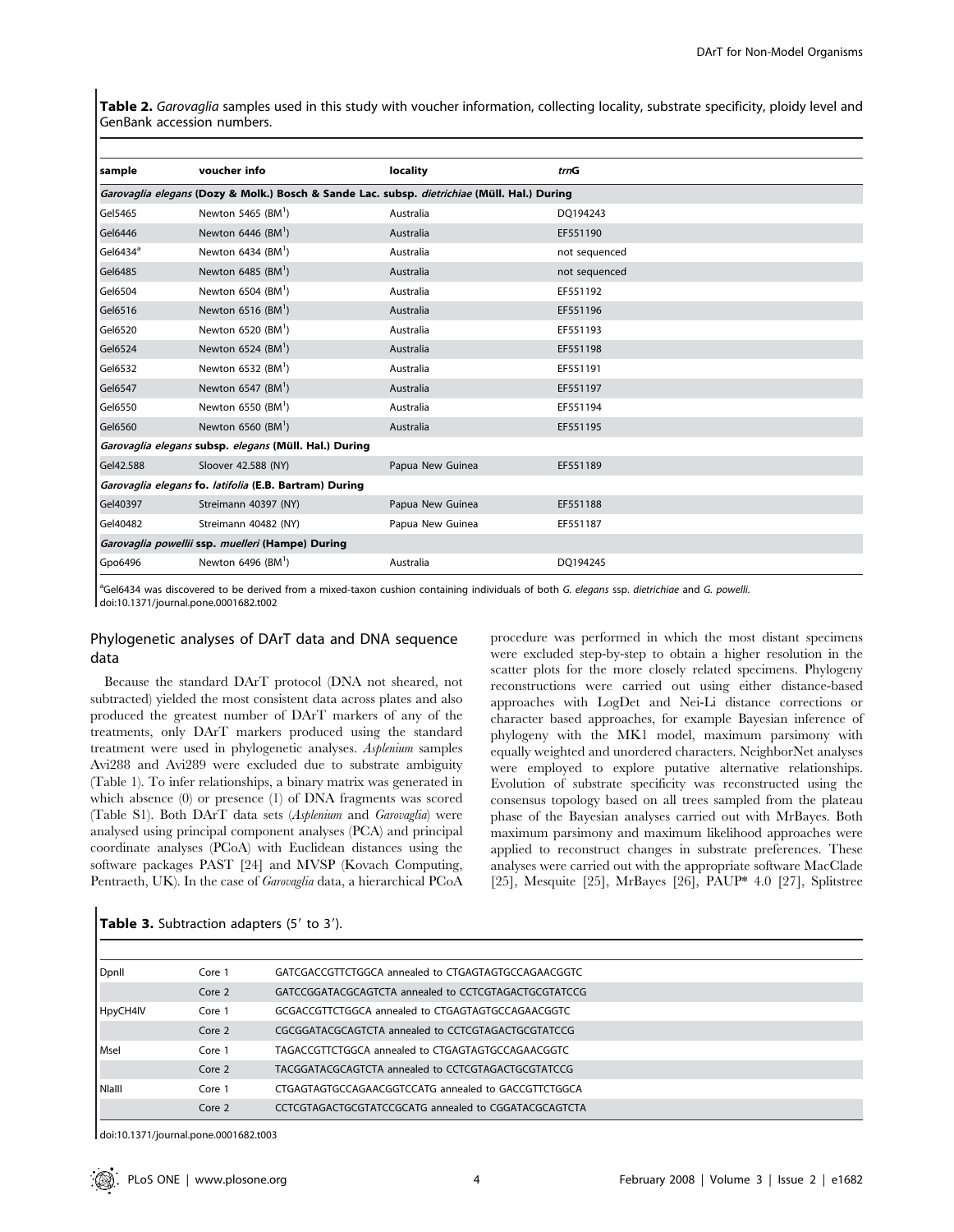**Table 2.** *Garovaglia* samples used in this study with voucher information, collecting locality, substrate specificity, ploidy level and GenBank accession numbers.

| sample | voucher info | locality | *trn*G |
|---|---|---|---|
| *Garovaglia elegans* **(Dozy & Molk.) Bosch & Sande Lac. subsp.** *dietrichiae* **(Müll. Hal.) During** | | | |
| Gel5465 | Newton 5465 (BM[1]) | Australia | DQ194243 |
| Gel6446 | Newton 6446 (BM[1]) | Australia | EF551190 |
| Gel6434[a] | Newton 6434 (BM[1]) | Australia | not sequenced |
| Gel6485 | Newton 6485 (BM[1]) | Australia | not sequenced |
| Gel6504 | Newton 6504 (BM[1]) | Australia | EF551192 |
| Gel6516 | Newton 6516 (BM[1]) | Australia | EF551196 |
| Gel6520 | Newton 6520 (BM[1]) | Australia | EF551193 |
| Gel6524 | Newton 6524 (BM[1]) | Australia | EF551198 |
| Gel6532 | Newton 6532 (BM[1]) | Australia | EF551191 |
| Gel6547 | Newton 6547 (BM[1]) | Australia | EF551197 |
| Gel6550 | Newton 6550 (BM[1]) | Australia | EF551194 |
| Gel6560 | Newton 6560 (BM[1]) | Australia | EF551195 |
| *Garovaglia elegans* **subsp.** *elegans* **(Müll. Hal.) During** | | | |
| Gel42.588 | Sloover 42.588 (NY) | Papua New Guinea | EF551189 |
| *Garovaglia elegans* **fo.** *latifolia* **(E.B. Bartram) During** | | | |
| Gel40397 | Streimann 40397 (NY) | Papua New Guinea | EF551188 |
| Gel40482 | Streimann 40482 (NY) | Papua New Guinea | EF551187 |
| *Garovaglia powellii* **ssp.** *muelleri* **(Hampe) During** | | | |
| Gpo6496 | Newton 6496 (BM[1]) | Australia | DQ194245 |

[a]Gel6434 was discovered to be derived from a mixed-taxon cushion containing individuals of both *G. elegans* ssp. *dietrichiae* and *G. powelli*.
doi:10.1371/journal.pone.0001682.t002

## Phylogenetic analyses of DArT data and DNA sequence data

Because the standard DArT protocol (DNA not sheared, not subtracted) yielded the most consistent data across plates and also produced the greatest number of DArT markers of any of the treatments, only DArT markers produced using the standard treatment were used in phylogenetic analyses. *Asplenium* samples Avi288 and Avi289 were excluded due to substrate ambiguity (Table 1). To infer relationships, a binary matrix was generated in which absence (0) or presence (1) of DNA fragments was scored (Table S1). Both DArT data sets (*Asplenium* and *Garovaglia*) were analysed using principal component analyses (PCA) and principal coordinate analyses (PCoA) with Euclidean distances using the software packages PAST [24] and MVSP (Kovach Computing, Pentraeth, UK). In the case of *Garovaglia* data, a hierarchical PCoA procedure was performed in which the most distant specimens were excluded step-by-step to obtain a higher resolution in the scatter plots for the more closely related specimens. Phylogeny reconstructions were carried out using either distance-based approaches with LogDet and Nei-Li distance corrections or character based approaches, for example Bayesian inference of phylogeny with the MK1 model, maximum parsimony with equally weighted and unordered characters. NeighborNet analyses were employed to explore putative alternative relationships. Evolution of substrate specificity was reconstructed using the consensus topology based on all trees sampled from the plateau phase of the Bayesian analyses carried out with MrBayes. Both maximum parsimony and maximum likelihood approaches were applied to reconstruct changes in substrate preferences. These analyses were carried out with the appropriate software MacClade [25], Mesquite [25], MrBayes [26], PAUP* 4.0 [27], Splitstree

**Table 3.** Subtraction adapters (5′ to 3′).

| | | |
|---|---|---|
| DpnII | Core 1 | GATCGACCGTTCTGGCA annealed to CTGAGTAGTGCCAGAACGGTC |
| | Core 2 | GATCCGGATACGCAGTCTA annealed to CCTCGTAGACTGCGTATCCG |
| HpyCH4IV | Core 1 | GCGACCGTTCTGGCA annealed to CTGAGTAGTGCCAGAACGGTC |
| | Core 2 | CGCGGATACGCAGTCTA annealed to CCTCGTAGACTGCGTATCCG |
| MseI | Core 1 | TAGACCGTTCTGGCA annealed to CTGAGTAGTGCCAGAACGGTC |
| | Core 2 | TACGGATACGCAGTCTA annealed to CCTCGTAGACTGCGTATCCG |
| NlaIII | Core 1 | CTGAGTAGTGCCAGAACGGTCCATG annealed to GACCGTTCTGGCA |
| | Core 2 | CCTCGTAGACTGCGTATCCGCATG annealed to CGGATACGCAGTCTA |

doi:10.1371/journal.pone.0001682.t003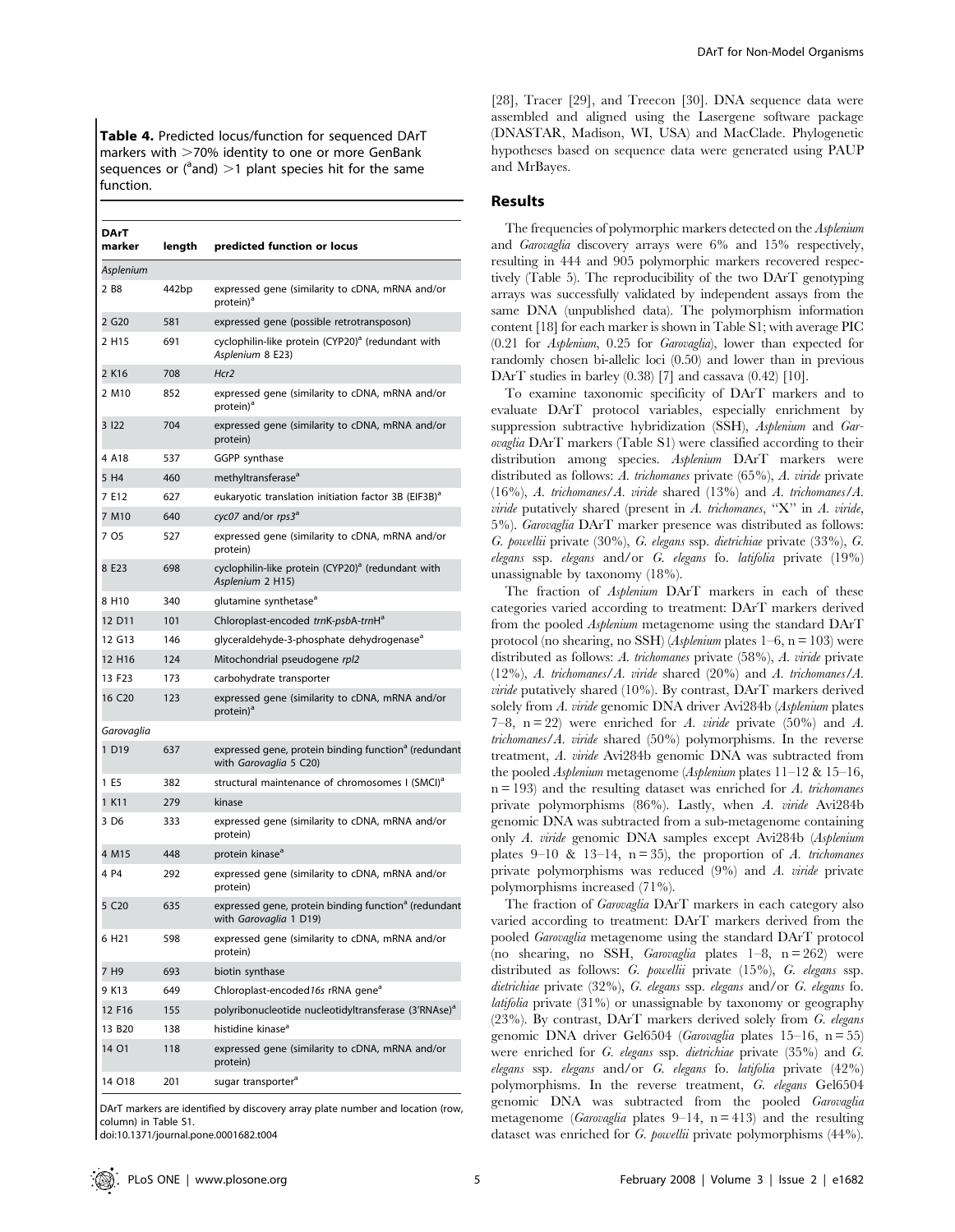**Table 4.** Predicted locus/function for sequenced DArT markers with >70% identity to one or more GenBank sequences or ([a]and) >1 plant species hit for the same function.

| DArT marker | length | predicted function or locus |
|---|---|---|
| *Asplenium* | | |
| 2 B8 | 442bp | expressed gene (similarity to cDNA, mRNA and/or protein)[a] |
| 2 G20 | 581 | expressed gene (possible retrotransposon) |
| 2 H15 | 691 | cyclophilin-like protein (CYP20)[a] (redundant with *Asplenium* 8 E23) |
| 2 K16 | 708 | *Hcr2* |
| 2 M10 | 852 | expressed gene (similarity to cDNA, mRNA and/or protein)[a] |
| 3 I22 | 704 | expressed gene (similarity to cDNA, mRNA and/or protein) |
| 4 A18 | 537 | GGPP synthase |
| 5 H4 | 460 | methyltransferase[a] |
| 7 E12 | 627 | eukaryotic translation initiation factor 3B (EIF3B)[a] |
| 7 M10 | 640 | *cyc07* and/or *rps3*[a] |
| 7 O5 | 527 | expressed gene (similarity to cDNA, mRNA and/or protein) |
| 8 E23 | 698 | cyclophilin-like protein (CYP20)[a] (redundant with *Asplenium* 2 H15) |
| 8 H10 | 340 | glutamine synthetase[a] |
| 12 D11 | 101 | Chloroplast-encoded *trnK-psbA-trnH*[a] |
| 12 G13 | 146 | glyceraldehyde-3-phosphate dehydrogenase[a] |
| 12 H16 | 124 | Mitochondrial pseudogene *rpl2* |
| 13 F23 | 173 | carbohydrate transporter |
| 16 C20 | 123 | expressed gene (similarity to cDNA, mRNA and/or protein)[a] |
| *Garovaglia* | | |
| 1 D19 | 637 | expressed gene, protein binding function[a] (redundant with *Garovaglia* 5 C20) |
| 1 E5 | 382 | structural maintenance of chromosomes I (SMCI)[a] |
| 1 K11 | 279 | kinase |
| 3 D6 | 333 | expressed gene (similarity to cDNA, mRNA and/or protein) |
| 4 M15 | 448 | protein kinase[a] |
| 4 P4 | 292 | expressed gene (similarity to cDNA, mRNA and/or protein) |
| 5 C20 | 635 | expressed gene, protein binding function[a] (redundant with *Garovaglia* 1 D19) |
| 6 H21 | 598 | expressed gene (similarity to cDNA, mRNA and/or protein) |
| 7 H9 | 693 | biotin synthase |
| 9 K13 | 649 | Chloroplast-encoded*16s* rRNA gene[a] |
| 12 F16 | 155 | polyribonucleotide nucleotidyltransferase (3′RNAse)[a] |
| 13 B20 | 138 | histidine kinase[a] |
| 14 O1 | 118 | expressed gene (similarity to cDNA, mRNA and/or protein) |
| 14 O18 | 201 | sugar transporter[a] |

DArT markers are identified by discovery array plate number and location (row, column) in Table S1.
doi:10.1371/journal.pone.0001682.t004

[28], Tracer [29], and Treecon [30]. DNA sequence data were assembled and aligned using the Lasergene software package (DNASTAR, Madison, WI, USA) and MacClade. Phylogenetic hypotheses based on sequence data were generated using PAUP and MrBayes.

## Results

The frequencies of polymorphic markers detected on the *Asplenium* and *Garovaglia* discovery arrays were 6% and 15% respectively, resulting in 444 and 905 polymorphic markers recovered respectively (Table 5). The reproducibility of the two DArT genotyping arrays was successfully validated by independent assays from the same DNA (unpublished data). The polymorphism information content [18] for each marker is shown in Table S1; with average PIC (0.21 for *Asplenium*, 0.25 for *Garovaglia*), lower than expected for randomly chosen bi-allelic loci (0.50) and lower than in previous DArT studies in barley (0.38) [7] and cassava (0.42) [10].

To examine taxonomic specificity of DArT markers and to evaluate DArT protocol variables, especially enrichment by suppression subtractive hybridization (SSH), *Asplenium* and *Garovaglia* DArT markers (Table S1) were classified according to their distribution among species. *Asplenium* DArT markers were distributed as follows: *A. trichomanes* private (65%), *A. viride* private (16%), *A. trichomanes*/*A. viride* shared (13%) and *A. trichomanes*/*A. viride* putatively shared (present in *A. trichomanes*, "X" in *A. viride*, 5%). *Garovaglia* DArT marker presence was distributed as follows: *G. powellii* private (30%), *G. elegans* ssp. *dietrichiae* private (33%), *G. elegans* ssp. *elegans* and/or *G. elegans* fo. *latifolia* private (19%) unassignable by taxonomy (18%).

The fraction of *Asplenium* DArT markers in each of these categories varied according to treatment: DArT markers derived from the pooled *Asplenium* metagenome using the standard DArT protocol (no shearing, no SSH) (*Asplenium* plates 1–6, n = 103) were distributed as follows: *A. trichomanes* private (58%), *A. viride* private (12%), *A. trichomanes*/*A. viride* shared (20%) and *A. trichomanes*/*A. viride* putatively shared (10%). By contrast, DArT markers derived solely from *A. viride* genomic DNA driver Avi284b (*Asplenium* plates 7–8, n = 22) were enriched for *A. viride* private (50%) and *A. trichomanes*/*A. viride* shared (50%) polymorphisms. In the reverse treatment, *A. viride* Avi284b genomic DNA was subtracted from the pooled *Asplenium* metagenome (*Asplenium* plates 11–12 & 15–16, n = 193) and the resulting dataset was enriched for *A. trichomanes* private polymorphisms (86%). Lastly, when *A. viride* Avi284b genomic DNA was subtracted from a sub-metagenome containing only *A. viride* genomic DNA samples except Avi284b (*Asplenium* plates 9–10 & 13–14, n = 35), the proportion of *A. trichomanes* private polymorphisms was reduced (9%) and *A. viride* private polymorphisms increased (71%).

The fraction of *Garovaglia* DArT markers in each category also varied according to treatment: DArT markers derived from the pooled *Garovaglia* metagenome using the standard DArT protocol (no shearing, no SSH, *Garovaglia* plates 1–8, n = 262) were distributed as follows: *G. powellii* private (15%), *G. elegans* ssp. *dietrichiae* private (32%), *G. elegans* ssp. *elegans* and/or *G. elegans* fo. *latifolia* private (31%) or unassignable by taxonomy or geography (23%). By contrast, DArT markers derived solely from *G. elegans* genomic DNA driver Gel6504 (*Garovaglia* plates 15–16, n = 55) were enriched for *G. elegans* ssp. *dietrichiae* private (35%) and *G. elegans* ssp. *elegans* and/or *G. elegans* fo. *latifolia* private (42%) polymorphisms. In the reverse treatment, *G. elegans* Gel6504 genomic DNA was subtracted from the pooled *Garovaglia* metagenome (*Garovaglia* plates 9–14, n = 413) and the resulting dataset was enriched for *G. powellii* private polymorphisms (44%).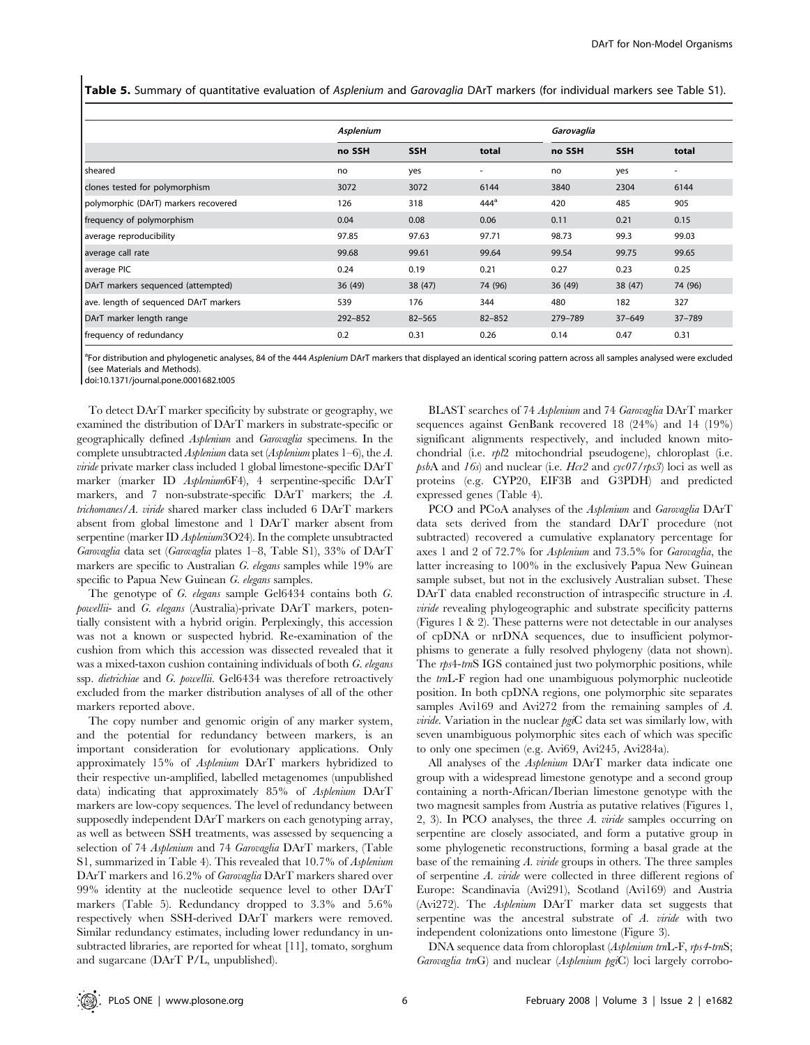**Table 5.** Summary of quantitative evaluation of *Asplenium* and *Garovaglia* DArT markers (for individual markers see Table S1).

| | *Asplenium* | | | *Garovaglia* | | |
|---|---|---|---|---|---|---|
| | **no SSH** | **SSH** | **total** | **no SSH** | **SSH** | **total** |
| sheared | no | yes | - | no | yes | - |
| clones tested for polymorphism | 3072 | 3072 | 6144 | 3840 | 2304 | 6144 |
| polymorphic (DArT) markers recovered | 126 | 318 | 444[a] | 420 | 485 | 905 |
| frequency of polymorphism | 0.04 | 0.08 | 0.06 | 0.11 | 0.21 | 0.15 |
| average reproducibility | 97.85 | 97.63 | 97.71 | 98.73 | 99.3 | 99.03 |
| average call rate | 99.68 | 99.61 | 99.64 | 99.54 | 99.75 | 99.65 |
| average PIC | 0.24 | 0.19 | 0.21 | 0.27 | 0.23 | 0.25 |
| DArT markers sequenced (attempted) | 36 (49) | 38 (47) | 74 (96) | 36 (49) | 38 (47) | 74 (96) |
| ave. length of sequenced DArT markers | 539 | 176 | 344 | 480 | 182 | 327 |
| DArT marker length range | 292–852 | 82–565 | 82–852 | 279–789 | 37–649 | 37–789 |
| frequency of redundancy | 0.2 | 0.31 | 0.26 | 0.14 | 0.47 | 0.31 |

[a]For distribution and phylogenetic analyses, 84 of the 444 *Asplenium* DArT markers that displayed an identical scoring pattern across all samples analysed were excluded (see Materials and Methods).

doi:10.1371/journal.pone.0001682.t005

To detect DArT marker specificity by substrate or geography, we examined the distribution of DArT markers in substrate-specific or geographically defined *Asplenium* and *Garovaglia* specimens. In the complete unsubtracted *Asplenium* data set (*Asplenium* plates 1–6), the *A. viride* private marker class included 1 global limestone-specific DArT marker (marker ID *Asplenium*6F4), 4 serpentine-specific DArT markers, and 7 non-substrate-specific DArT markers; the *A. trichomanes*/*A. viride* shared marker class included 6 DArT markers absent from global limestone and 1 DArT marker absent from serpentine (marker ID *Asplenium*3O24). In the complete unsubtracted *Garovaglia* data set (*Garovaglia* plates 1–8, Table S1), 33% of DArT markers are specific to Australian *G. elegans* samples while 19% are specific to Papua New Guinean *G. elegans* samples.

The genotype of *G. elegans* sample Gel6434 contains both *G. powellii*- and *G. elegans* (Australia)-private DArT markers, potentially consistent with a hybrid origin. Perplexingly, this accession was not a known or suspected hybrid. Re-examination of the cushion from which this accession was dissected revealed that it was a mixed-taxon cushion containing individuals of both *G. elegans* ssp. *dietrichiae* and *G. powellii*. Gel6434 was therefore retroactively excluded from the marker distribution analyses of all of the other markers reported above.

The copy number and genomic origin of any marker system, and the potential for redundancy between markers, is an important consideration for evolutionary applications. Only approximately 15% of *Asplenium* DArT markers hybridized to their respective un-amplified, labelled metagenomes (unpublished data) indicating that approximately 85% of *Asplenium* DArT markers are low-copy sequences. The level of redundancy between supposedly independent DArT markers on each genotyping array, as well as between SSH treatments, was assessed by sequencing a selection of 74 *Asplenium* and 74 *Garovaglia* DArT markers, (Table S1, summarized in Table 4). This revealed that 10.7% of *Asplenium* DArT markers and 16.2% of *Garovaglia* DArT markers shared over 99% identity at the nucleotide sequence level to other DArT markers (Table 5). Redundancy dropped to 3.3% and 5.6% respectively when SSH-derived DArT markers were removed. Similar redundancy estimates, including lower redundancy in unsubtracted libraries, are reported for wheat [11], tomato, sorghum and sugarcane (DArT P/L, unpublished).

BLAST searches of 74 *Asplenium* and 74 *Garovaglia* DArT marker sequences against GenBank recovered 18 (24%) and 14 (19%) significant alignments respectively, and included known mitochondrial (i.e. *rpl2* mitochondrial pseudogene), chloroplast (i.e. *psb*A and *16s*) and nuclear (i.e. *Hcr2* and *cyc07/rps3*) loci as well as proteins (e.g. CYP20, EIF3B and G3PDH) and predicted expressed genes (Table 4).

PCO and PCoA analyses of the *Asplenium* and *Garovaglia* DArT data sets derived from the standard DArT procedure (not subtracted) recovered a cumulative explanatory percentage for axes 1 and 2 of 72.7% for *Asplenium* and 73.5% for *Garovaglia*, the latter increasing to 100% in the exclusively Papua New Guinean sample subset, but not in the exclusively Australian subset. These DArT data enabled reconstruction of intraspecific structure in *A. viride* revealing phylogeographic and substrate specificity patterns (Figures 1 & 2). These patterns were not detectable in our analyses of cpDNA or nrDNA sequences, due to insufficient polymorphisms to generate a fully resolved phylogeny (data not shown). The *rps*4-*trn*S IGS contained just two polymorphic positions, while the *trn*L-F region had one unambiguous polymorphic nucleotide position. In both cpDNA regions, one polymorphic site separates samples Avi169 and Avi272 from the remaining samples of *A. viride*. Variation in the nuclear *pgi*C data set was similarly low, with seven unambiguous polymorphic sites each of which was specific to only one specimen (e.g. Avi69, Avi245, Avi284a).

All analyses of the *Asplenium* DArT marker data indicate one group with a widespread limestone genotype and a second group containing a north-African/Iberian limestone genotype with the two magnesit samples from Austria as putative relatives (Figures 1, 2, 3). In PCO analyses, the three *A. viride* samples occurring on serpentine are closely associated, and form a putative group in some phylogenetic reconstructions, forming a basal grade at the base of the remaining *A. viride* groups in others. The three samples of serpentine *A. viride* were collected in three different regions of Europe: Scandinavia (Avi291), Scotland (Avi169) and Austria (Avi272). The *Asplenium* DArT marker data set suggests that serpentine was the ancestral substrate of *A. viride* with two independent colonizations onto limestone (Figure 3).

DNA sequence data from chloroplast (*Asplenium trn*L-F, *rps4-trn*S; *Garovaglia trn*G) and nuclear (*Asplenium pgi*C) loci largely corrobo-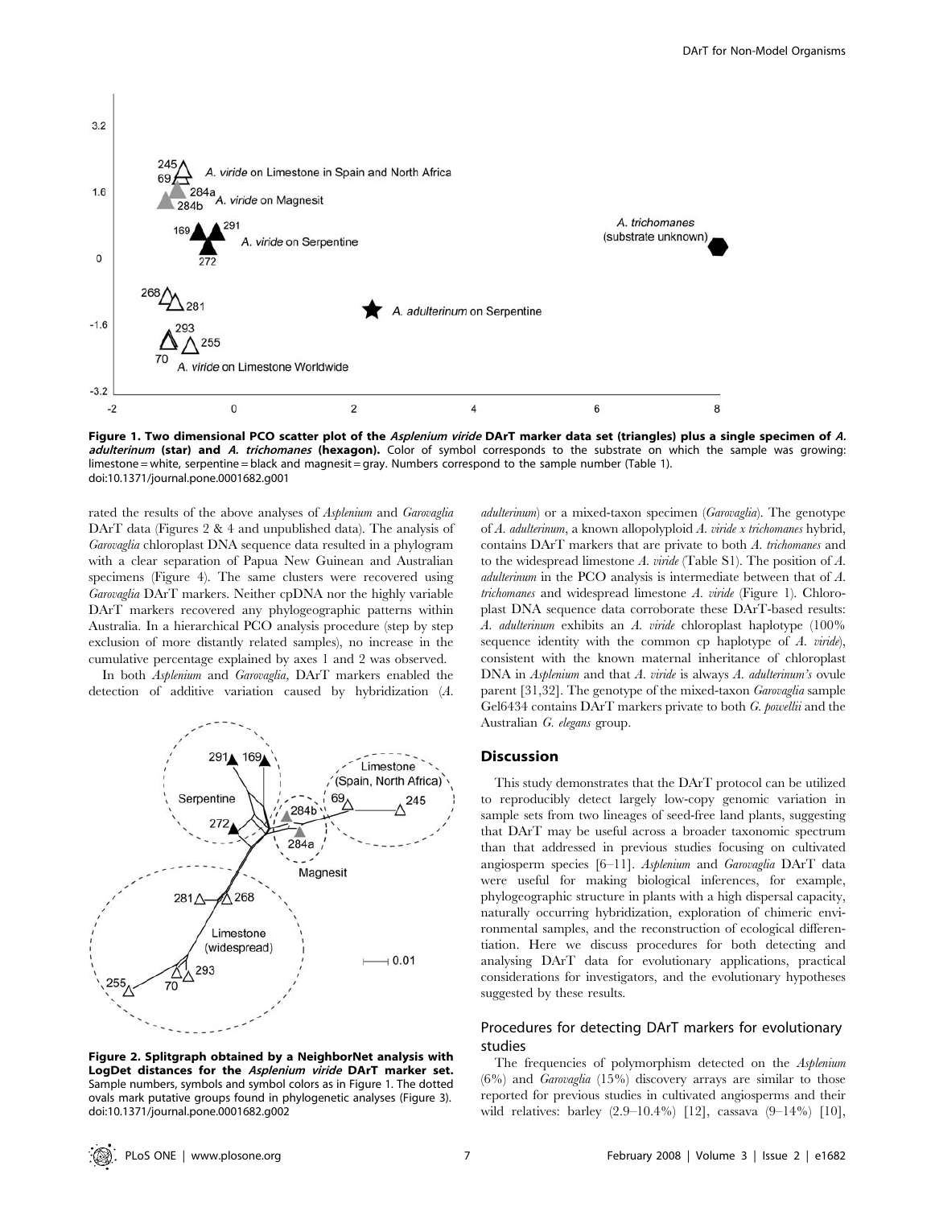Figure 1. Two dimensional PCO scatter plot of the *Asplenium viride* DArT marker data set (triangles) plus a single specimen of *A. adulterinum* (star) and *A. trichomanes* (hexagon). Color of symbol corresponds to the substrate on which the sample was growing: limestone = white, serpentine = black and magnesit = gray. Numbers correspond to the sample number (Table 1).
doi:10.1371/journal.pone.0001682.g001

rated the results of the above analyses of *Asplenium* and *Garovaglia* DArT data (Figures 2 & 4 and unpublished data). The analysis of *Garovaglia* chloroplast DNA sequence data resulted in a phylogram with a clear separation of Papua New Guinean and Australian specimens (Figure 4). The same clusters were recovered using *Garovaglia* DArT markers. Neither cpDNA nor the highly variable DArT markers recovered any phylogeographic patterns within Australia. In a hierarchical PCO analysis procedure (step by step exclusion of more distantly related samples), no increase in the cumulative percentage explained by axes 1 and 2 was observed.

In both *Asplenium* and *Garovaglia,* DArT markers enabled the detection of additive variation caused by hybridization (*A. adulterinum*) or a mixed-taxon specimen (*Garovaglia*). The genotype of *A. adulterinum*, a known allopolyploid *A. viride x trichomanes* hybrid, contains DArT markers that are private to both *A. trichomanes* and to the widespread limestone *A. viride* (Table S1). The position of *A. adulterinum* in the PCO analysis is intermediate between that of *A. trichomanes* and widespread limestone *A. viride* (Figure 1). Chloroplast DNA sequence data corroborate these DArT-based results: *A. adulterinum* exhibits an *A. viride* chloroplast haplotype (100% sequence identity with the common cp haplotype of *A. viride*), consistent with the known maternal inheritance of chloroplast DNA in *Asplenium* and that *A. viride* is always *A. adulterinum's* ovule parent [31,32]. The genotype of the mixed-taxon *Garovaglia* sample Gel6434 contains DArT markers private to both *G. powellii* and the Australian *G. elegans* group.

Figure 2. Splitgraph obtained by a NeighborNet analysis with LogDet distances for the *Asplenium viride* DArT marker set. Sample numbers, symbols and symbol colors as in Figure 1. The dotted ovals mark putative groups found in phylogenetic analyses (Figure 3).
doi:10.1371/journal.pone.0001682.g002

## Discussion

This study demonstrates that the DArT protocol can be utilized to reproducibly detect largely low-copy genomic variation in sample sets from two lineages of seed-free land plants, suggesting that DArT may be useful across a broader taxonomic spectrum than that addressed in previous studies focusing on cultivated angiosperm species [6–11]. *Asplenium* and *Garovaglia* DArT data were useful for making biological inferences, for example, phylogeographic structure in plants with a high dispersal capacity, naturally occurring hybridization, exploration of chimeric environmental samples, and the reconstruction of ecological differentiation. Here we discuss procedures for both detecting and analysing DArT data for evolutionary applications, practical considerations for investigators, and the evolutionary hypotheses suggested by these results.

### Procedures for detecting DArT markers for evolutionary studies

The frequencies of polymorphism detected on the *Asplenium* (6%) and *Garovaglia* (15%) discovery arrays are similar to those reported for previous studies in cultivated angiosperms and their wild relatives: barley (2.9–10.4%) [12], cassava (9–14%) [10],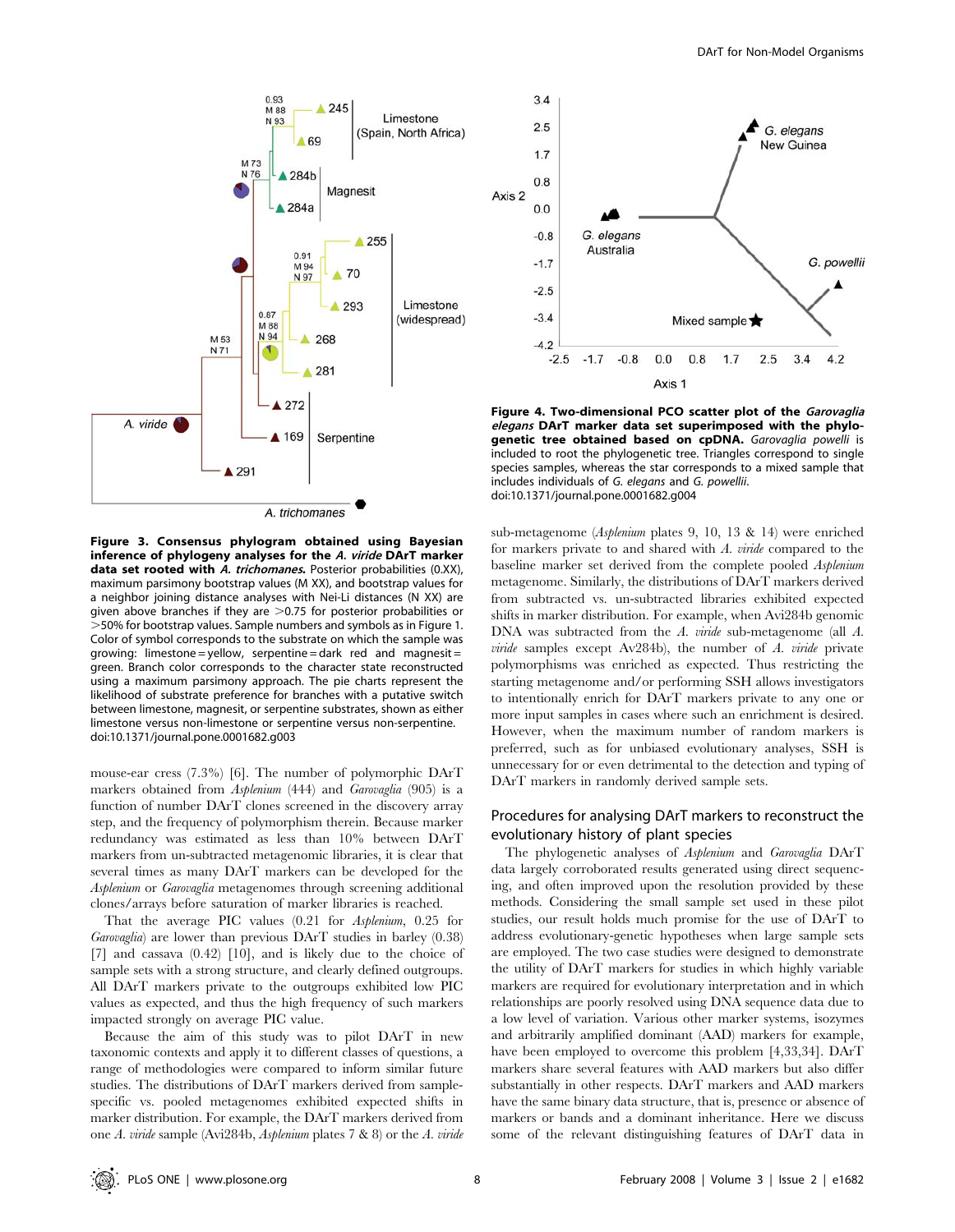Figure 3. Consensus phylogram obtained using Bayesian inference of phylogeny analyses for the *A. viride* DArT marker data set rooted with *A. trichomanes*. Posterior probabilities (0.XX), maximum parsimony bootstrap values (M XX), and bootstrap values for a neighbor joining distance analyses with Nei-Li distances (N XX) are given above branches if they are >0.75 for posterior probabilities or >50% for bootstrap values. Sample numbers and symbols as in Figure 1. Color of symbol corresponds to the substrate on which the sample was growing: limestone = yellow, serpentine = dark red and magnesit = green. Branch color corresponds to the character state reconstructed using a maximum parsimony approach. The pie charts represent the likelihood of substrate preference for branches with a putative switch between limestone, magnesit, or serpentine substrates, shown as either limestone versus non-limestone or serpentine versus non-serpentine.
doi:10.1371/journal.pone.0001682.g003

Figure 4. Two-dimensional PCO scatter plot of the *Garovaglia elegans* DArT marker data set superimposed with the phylogenetic tree obtained based on cpDNA. *Garovaglia powelli* is included to root the phylogenetic tree. Triangles correspond to single species samples, whereas the star corresponds to a mixed sample that includes individuals of *G. elegans* and *G. powellii*.
doi:10.1371/journal.pone.0001682.g004

mouse-ear cress (7.3%) [6]. The number of polymorphic DArT markers obtained from *Asplenium* (444) and *Garovaglia* (905) is a function of number DArT clones screened in the discovery array step, and the frequency of polymorphism therein. Because marker redundancy was estimated as less than 10% between DArT markers from un-subtracted metagenomic libraries, it is clear that several times as many DArT markers can be developed for the *Asplenium* or *Garovaglia* metagenomes through screening additional clones/arrays before saturation of marker libraries is reached.

That the average PIC values (0.21 for *Asplenium*, 0.25 for *Garovaglia*) are lower than previous DArT studies in barley (0.38) [7] and cassava (0.42) [10], and is likely due to the choice of sample sets with a strong structure, and clearly defined outgroups. All DArT markers private to the outgroups exhibited low PIC values as expected, and thus the high frequency of such markers impacted strongly on average PIC value.

Because the aim of this study was to pilot DArT in new taxonomic contexts and apply it to different classes of questions, a range of methodologies were compared to inform similar future studies. The distributions of DArT markers derived from sample-specific vs. pooled metagenomes exhibited expected shifts in marker distribution. For example, the DArT markers derived from one *A. viride* sample (Avi284b, *Asplenium* plates 7 & 8) or the *A. viride* sub-metagenome (*Asplenium* plates 9, 10, 13 & 14) were enriched for markers private to and shared with *A. viride* compared to the baseline marker set derived from the complete pooled *Asplenium* metagenome. Similarly, the distributions of DArT markers derived from subtracted vs. un-subtracted libraries exhibited expected shifts in marker distribution. For example, when Avi284b genomic DNA was subtracted from the *A. viride* sub-metagenome (all *A. viride* samples except Av284b), the number of *A. viride* private polymorphisms was enriched as expected. Thus restricting the starting metagenome and/or performing SSH allows investigators to intentionally enrich for DArT markers private to any one or more input samples in cases where such an enrichment is desired. However, when the maximum number of random markers is preferred, such as for unbiased evolutionary analyses, SSH is unnecessary for or even detrimental to the detection and typing of DArT markers in randomly derived sample sets.

## Procedures for analysing DArT markers to reconstruct the evolutionary history of plant species

The phylogenetic analyses of *Asplenium* and *Garovaglia* DArT data largely corroborated results generated using direct sequencing, and often improved upon the resolution provided by these methods. Considering the small sample set used in these pilot studies, our result holds much promise for the use of DArT to address evolutionary-genetic hypotheses when large sample sets are employed. The two case studies were designed to demonstrate the utility of DArT for studies in which highly variable markers are required for evolutionary interpretation and in which relationships are poorly resolved using DNA sequence data due to a low level of variation. Various other marker systems, isozymes and arbitrarily amplified dominant (AAD) markers for example, have been employed to overcome this problem [4,33,34]. DArT markers share several features with AAD markers but also differ substantially in other respects. DArT markers and AAD markers have the same binary data structure, that is, presence or absence of markers or bands and a dominant inheritance. Here we discuss some of the relevant distinguishing features of DArT data in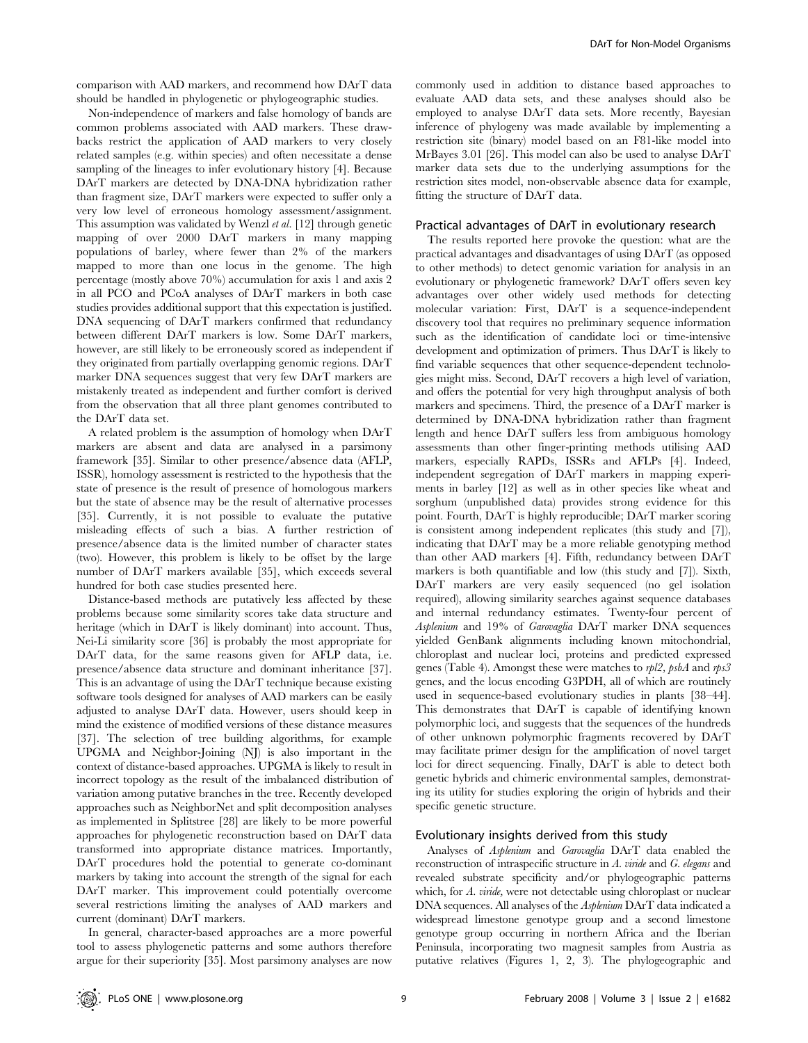comparison with AAD markers, and recommend how DArT data should be handled in phylogenetic or phylogeographic studies.

Non-independence of markers and false homology of bands are common problems associated with AAD markers. These drawbacks restrict the application of AAD markers to very closely related samples (e.g. within species) and often necessitate a dense sampling of the lineages to infer evolutionary history [4]. Because DArT markers are detected by DNA-DNA hybridization rather than fragment size, DArT markers were expected to suffer only a very low level of erroneous homology assessment/assignment. This assumption was validated by Wenzl *et al.* [12] through genetic mapping of over 2000 DArT markers in many mapping populations of barley, where fewer than 2% of the markers mapped to more than one locus in the genome. The high percentage (mostly above 70%) accumulation for axis 1 and axis 2 in all PCO and PCoA analyses of DArT markers in both case studies provides additional support that this expectation is justified. DNA sequencing of DArT markers confirmed that redundancy between different DArT markers is low. Some DArT markers, however, are still likely to be erroneously scored as independent if they originated from partially overlapping genomic regions. DArT marker DNA sequences suggest that very few DArT markers are mistakenly treated as independent and further comfort is derived from the observation that all three plant genomes contributed to the DArT data set.

A related problem is the assumption of homology when DArT markers are absent and data are analysed in a parsimony framework [35]. Similar to other presence/absence data (AFLP, ISSR), homology assessment is restricted to the hypothesis that the state of presence is the result of presence of homologous markers but the state of absence may be the result of alternative processes [35]. Currently, it is not possible to evaluate the putative misleading effects of such a bias. A further restriction of presence/absence data is the limited number of character states (two). However, this problem is likely to be offset by the large number of DArT markers available [35], which exceeds several hundred for both case studies presented here.

Distance-based methods are putatively less affected by these problems because some similarity scores take data structure and heritage (which in DArT is likely dominant) into account. Thus, Nei-Li similarity score [36] is probably the most appropriate for DArT data, for the same reasons given for AFLP data, i.e. presence/absence data structure and dominant inheritance [37]. This is an advantage of using the DArT technique because existing software tools designed for analyses of AAD markers can be easily adjusted to analyse DArT data. However, users should keep in mind the existence of modified versions of these distance measures [37]. The selection of tree building algorithms, for example UPGMA and Neighbor-Joining (NJ) is also important in the context of distance-based approaches. UPGMA is likely to result in incorrect topology as the result of the imbalanced distribution of variation among putative branches in the tree. Recently developed approaches such as NeighborNet and split decomposition analyses as implemented in Splitstree [28] are likely to be more powerful approaches for phylogenetic reconstruction based on DArT data transformed into appropriate distance matrices. Importantly, DArT procedures hold the potential to generate co-dominant markers by taking into account the strength of the signal for each DArT marker. This improvement could potentially overcome several restrictions limiting the analyses of AAD markers and current (dominant) DArT markers.

In general, character-based approaches are a more powerful tool to assess phylogenetic patterns and some authors therefore argue for their superiority [35]. Most parsimony analyses are now commonly used in addition to distance based approaches to evaluate AAD data sets, and these analyses should also be employed to analyse DArT data sets. More recently, Bayesian inference of phylogeny was made available by implementing a restriction site (binary) model based on an F81-like model into MrBayes 3.01 [26]. This model can also be used to analyse DArT marker data sets due to the underlying assumptions for the restriction sites model, non-observable absence data for example, fitting the structure of DArT data.

### Practical advantages of DArT in evolutionary research

The results reported here provoke the question: what are the practical advantages and disadvantages of using DArT (as opposed to other methods) to detect genomic variation for analysis in an evolutionary or phylogenetic framework? DArT offers seven key advantages over other widely used methods for detecting molecular variation: First, DArT is a sequence-independent discovery tool that requires no preliminary sequence information such as the identification of candidate loci or time-intensive development and optimization of primers. Thus DArT is likely to find variable sequences that other sequence-dependent technologies might miss. Second, DArT recovers a high level of variation, and offers the potential for very high throughput analysis of both markers and specimens. Third, the presence of a DArT marker is determined by DNA-DNA hybridization rather than fragment length and hence DArT suffers less from ambiguous homology assessments than other finger-printing methods utilising AAD markers, especially RAPDs, ISSRs and AFLPs [4]. Indeed, independent segregation of DArT markers in mapping experiments in barley [12] as well as in other species like wheat and sorghum (unpublished data) provides strong evidence for this point. Fourth, DArT is highly reproducible; DArT marker scoring is consistent among independent replicates (this study and [7]), indicating that DArT may be a more reliable genotyping method than other AAD markers [4]. Fifth, redundancy between DArT markers is both quantifiable and low (this study and [7]). Sixth, DArT markers are very easily sequenced (no gel isolation required), allowing similarity searches against sequence databases and internal redundancy estimates. Twenty-four percent of *Asplenium* and 19% of *Garovaglia* DArT marker DNA sequences yielded GenBank alignments including known mitochondrial, chloroplast and nuclear loci, proteins and predicted expressed genes (Table 4). Amongst these were matches to *rpl2*, *psbA* and *rps3* genes, and the locus encoding G3PDH, all of which are routinely used in sequence-based evolutionary studies in plants [38–44]. This demonstrates that DArT is capable of identifying known polymorphic loci, and suggests that the sequences of the hundreds of other unknown polymorphic fragments recovered by DArT may facilitate primer design for the amplification of novel target loci for direct sequencing. Finally, DArT is able to detect both genetic hybrids and chimeric environmental samples, demonstrating its utility for studies exploring the origin of hybrids and their specific genetic structure.

### Evolutionary insights derived from this study

Analyses of *Asplenium* and *Garovaglia* DArT data enabled the reconstruction of intraspecific structure in *A. viride* and *G. elegans* and revealed substrate specificity and/or phylogeographic patterns which, for *A. viride*, were not detectable using chloroplast or nuclear DNA sequences. All analyses of the *Asplenium* DArT data indicated a widespread limestone genotype group and a second limestone genotype group occurring in northern Africa and the Iberian Peninsula, incorporating two magnesit samples from Austria as putative relatives (Figures 1, 2, 3). The phylogeographic and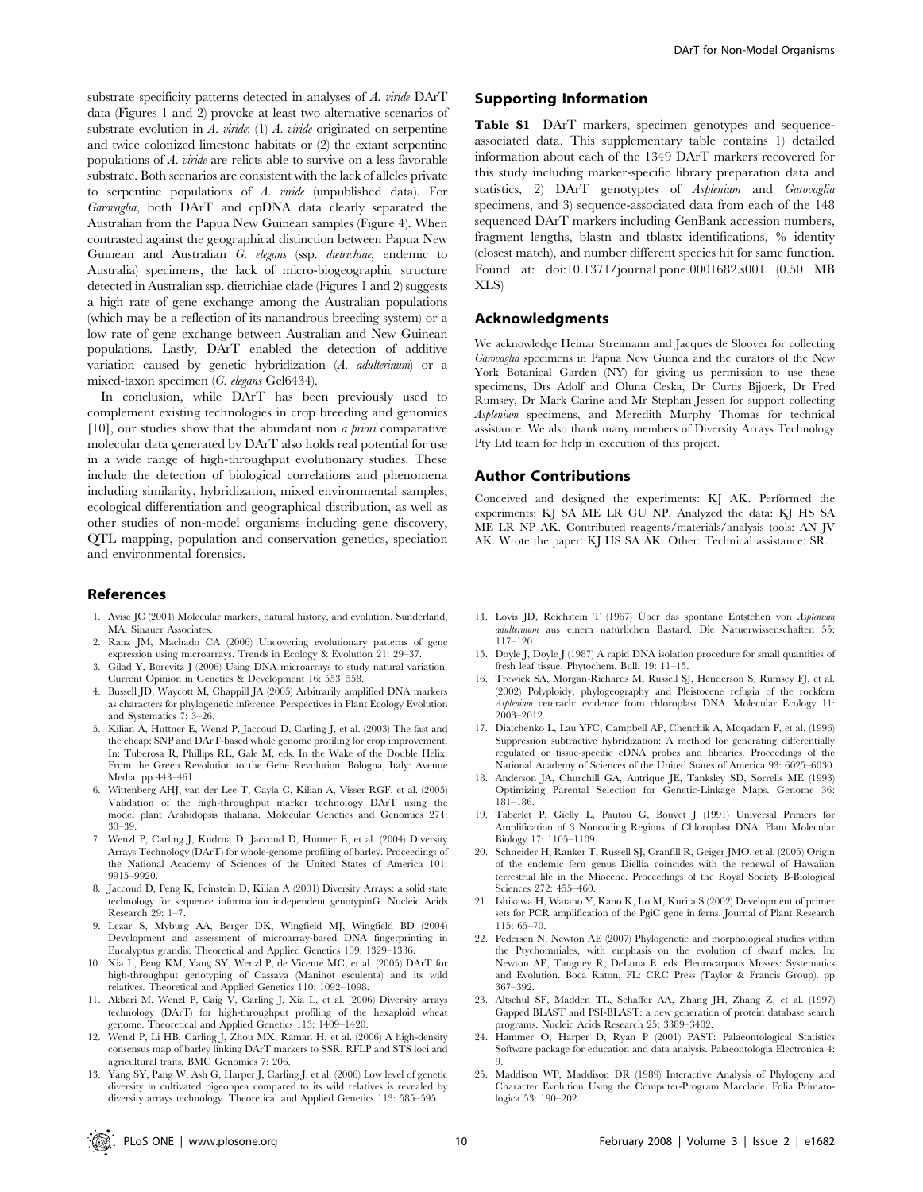substrate specificity patterns detected in analyses of *A. viride* DArT data (Figures 1 and 2) provoke at least two alternative scenarios of substrate evolution in *A. viride*: (1) *A. viride* originated on serpentine and twice colonized limestone habitats or (2) the extant serpentine populations of *A. viride* are relicts able to survive on a less favorable substrate. Both scenarios are consistent with the lack of alleles private to serpentine populations of *A. viride* (unpublished data). For *Garovaglia*, both DArT and cpDNA data clearly separated the Australian from the Papua New Guinean samples (Figure 4). When contrasted against the geographical distinction between Papua New Guinean and Australian *G. elegans* (ssp. *dietrichiae*, endemic to Australia) specimens, the lack of micro-biogeographic structure detected in Australian ssp. dietrichiae clade (Figures 1 and 2) suggests a high rate of gene exchange among the Australian populations (which may be a reflection of its nanandrous breeding system) or a low rate of gene exchange between Australian and New Guinean populations. Lastly, DArT enabled the detection of additive variation caused by genetic hybridization (*A. adulterinum*) or a mixed-taxon specimen (*G. elegans* Gel6434).

In conclusion, while DArT has been previously used to complement existing technologies in crop breeding and genomics [10], our studies show that the abundant non *a priori* comparative molecular data generated by DArT also holds real potential for use in a wide range of high-throughput evolutionary studies. These include the detection of biological correlations and phenomena including similarity, hybridization, mixed environmental samples, ecological differentiation and geographical distribution, as well as other studies of non-model organisms including gene discovery, QTL mapping, population and conservation genetics, speciation and environmental forensics.

## Supporting Information

**Table S1** DArT markers, specimen genotypes and sequence-associated data. This supplementary table contains 1) detailed information about each of the 1349 DArT markers recovered for this study including marker-specific library preparation data and statistics, 2) DArT genotyptes of *Asplenium* and *Garovaglia* specimens, and 3) sequence-associated data from each of the 148 sequenced DArT markers including GenBank accession numbers, fragment lengths, blastn and tblastx identifications, % identity (closest match), and number different species hit for same function.
Found at: doi:10.1371/journal.pone.0001682.s001 (0.50 MB XLS)

## Acknowledgments

We acknowledge Heinar Streimann and Jacques de Sloover for collecting *Garovaglia* specimens in Papua New Guinea and the curators of the New York Botanical Garden (NY) for giving us permission to use these specimens, Drs Adolf and Oluna Ceska, Dr Curtis Bjjoerk, Dr Fred Rumsey, Dr Mark Carine and Mr Stephan Jessen for support collecting *Asplenium* specimens, and Meredith Murphy Thomas for technical assistance. We also thank many members of Diversity Arrays Technology Pty Ltd team for help in execution of this project.

## Author Contributions

Conceived and designed the experiments: KJ AK. Performed the experiments: KJ SA ME LR GU NP. Analyzed the data: KJ HS SA ME LR NP AK. Contributed reagents/materials/analysis tools: AN JV AK. Wrote the paper: KJ HS SA AK. Other: Technical assistance: SR.

## References

1. Avise JC (2004) Molecular markers, natural history, and evolution. Sunderland, MA: Sinauer Associates.
2. Ranz JM, Machado CA (2006) Uncovering evolutionary patterns of gene expression using microarrays. Trends in Ecology & Evolution 21: 29–37.
3. Gilad Y, Borevitz J (2006) Using DNA microarrays to study natural variation. Current Opinion in Genetics & Development 16: 553–558.
4. Bussell JD, Waycott M, Chappill JA (2005) Arbitrarily amplified DNA markers as characters for phylogenetic inference. Perspectives in Plant Ecology Evolution and Systematics 7: 3–26.
5. Kilian A, Huttner E, Wenzl P, Jaccoud D, Carling J, et al. (2003) The fast and the cheap: SNP and DArT-based whole genome profiling for crop improvement. In: Tuberosa R, Phillips RL, Gale M, eds. In the Wake of the Double Helix: From the Green Revolution to the Gene Revolution. Bologna, Italy: Avenue Media. pp 443–461.
6. Wittenberg AHJ, van der Lee T, Cayla C, Kilian A, Visser RGF, et al. (2005) Validation of the high-throughput marker technology DArT using the model plant Arabidopsis thaliana. Molecular Genetics and Genomics 274: 30–39.
7. Wenzl P, Carling J, Kudrna D, Jaccoud D, Huttner E, et al. (2004) Diversity Arrays Technology (DArT) for whole-genome profiling of barley. Proceedings of the National Academy of Sciences of the United States of America 101: 9915–9920.
8. Jaccoud D, Peng K, Feinstein D, Kilian A (2001) Diversity Arrays: a solid state technology for sequence information independent genotypinG. Nucleic Acids Research 29: 1–7.
9. Lezar S, Myburg AA, Berger DK, Wingfield MJ, Wingfield BD (2004) Development and assessment of microarray-based DNA fingerprinting in Eucalyptus grandis. Theoretical and Applied Genetics 109: 1329–1336.
10. Xia L, Peng KM, Yang SY, Wenzl P, de Vicente MC, et al. (2005) DArT for high-throughput genotyping of Cassava (Manihot esculenta) and its wild relatives. Theoretical and Applied Genetics 110: 1092–1098.
11. Akbari M, Wenzl P, Caig V, Carling J, Xia L, et al. (2006) Diversity arrays technology (DArT) for high-throughput profiling of the hexaploid wheat genome. Theoretical and Applied Genetics 113: 1409–1420.
12. Wenzl P, Li HB, Carling J, Zhou MX, Raman H, et al. (2006) A high-density consensus map of barley linking DArT markers to SSR, RFLP and STS loci and agricultural traits. BMC Genomics 7: 206.
13. Yang SY, Pang W, Ash G, Harper J, Carling J, et al. (2006) Low level of genetic diversity in cultivated pigeonpea compared to its wild relatives is revealed by diversity arrays technology. Theoretical and Applied Genetics 113: 585–595.
14. Lovis JD, Reichstein T (1967) Über das spontane Entstehen von *Asplenium adulterinum* aus einem natürlichen Bastard. Die Natuerwissenschaften 55: 117–120.
15. Doyle J, Doyle J (1987) A rapid DNA isolation procedure for small quantities of fresh leaf tissue. Phytochem. Bull. 19: 11–15.
16. Trewick SA, Morgan-Richards M, Russell SJ, Henderson S, Rumsey FJ, et al. (2002) Polyploidy, phylogeography and Pleistocene refugia of the rockfern *Asplenium* ceterach: evidence from chloroplast DNA. Molecular Ecology 11: 2003–2012.
17. Diatchenko L, Lau YFC, Campbell AP, Chenchik A, Moqadam F, et al. (1996) Suppression subtractive hybridization: A method for generating differentially regulated or tissue-specific cDNA probes and libraries. Proceedings of the National Academy of Sciences of the United States of America 93: 6025–6030.
18. Anderson JA, Churchill GA, Autrique JE, Tanksley SD, Sorrells ME (1993) Optimizing Parental Selection for Genetic-Linkage Maps. Genome 36: 181–186.
19. Taberlet P, Gielly L, Pautou G, Bouvet J (1991) Universal Primers for Amplification of 3 Noncoding Regions of Chloroplast DNA. Plant Molecular Biology 17: 1105–1109.
20. Schneider H, Ranker T, Russell SJ, Cranfill R, Geiger JMO, et al. (2005) Origin of the endemic fern genus Diellia coincides with the renewal of Hawaiian terrestrial life in the Miocene. Proceedings of the Royal Society B-Biological Sciences 272: 455–460.
21. Ishikawa H, Watano Y, Kano K, Ito M, Kurita S (2002) Development of primer sets for PCR amplification of the PgiC gene in ferns. Journal of Plant Research 115: 65–70.
22. Pedersen N, Newton AE (2007) Phylogenetic and morphological studies within the Ptychomniales, with emphasis on the evolution of dwarf males. In: Newton AE, Tangney R, DeLuna E, eds. Pleurocarpous Mosses: Systematics and Evolution. Boca Raton, FL: CRC Press (Taylor & Francis Group). pp 367–392.
23. Altschul SF, Madden TL, Schaffer AA, Zhang JH, Zhang Z, et al. (1997) Gapped BLAST and PSI-BLAST: a new generation of protein database search programs. Nucleic Acids Research 25: 3389–3402.
24. Hammer O, Harper D, Ryan P (2001) PAST: Palaeontological Statistics Software package for education and data analysis. Palaeontologia Electronica 4: 9.
25. Maddison WP, Maddison DR (1989) Interactive Analysis of Phylogeny and Character Evolution Using the Computer-Program Macclade. Folia Primatologica 53: 190–202.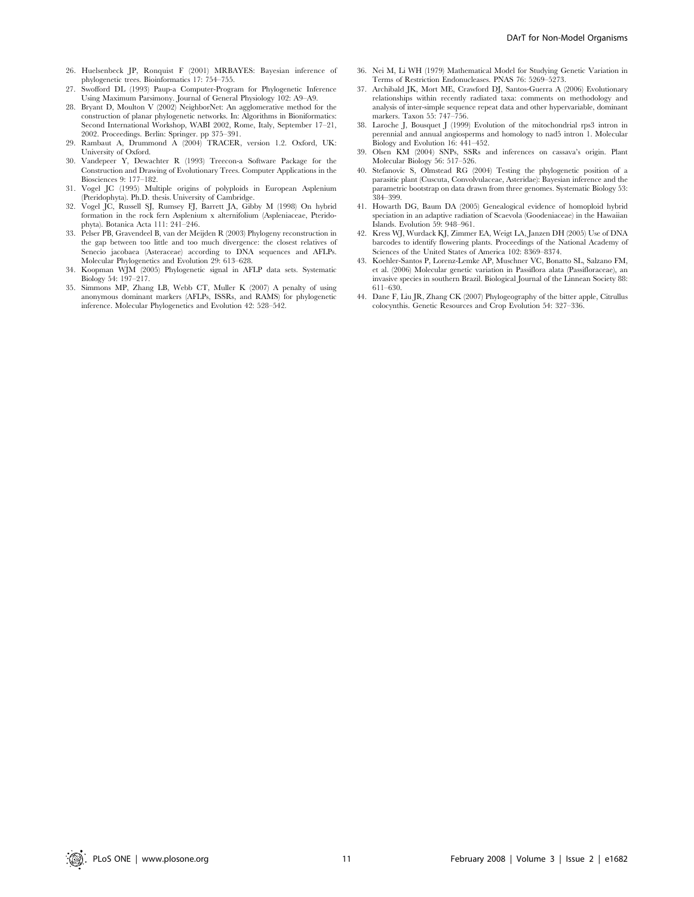26. Huelsenbeck JP, Ronquist F (2001) MRBAYES: Bayesian inference of phylogenetic trees. Bioinformatics 17: 754–755.
27. Swofford DL (1993) Paup-a Computer-Program for Phylogenetic Inference Using Maximum Parsimony. Journal of General Physiology 102: A9–A9.
28. Bryant D, Moulton V (2002) NeighborNet: An agglomerative method for the construction of planar phylogenetic networks. In: Algorithms in Bioniformatics: Second International Workshop, WABI 2002, Rome, Italy, September 17–21, 2002. Proceedings. Berlin: Springer. pp 375–391.
29. Rambaut A, Drummond A (2004) TRACER, version 1.2. Oxford, UK: University of Oxford.
30. Vandepeer Y, Dewachter R (1993) Treecon-a Software Package for the Construction and Drawing of Evolutionary Trees. Computer Applications in the Biosciences 9: 177–182.
31. Vogel JC (1995) Multiple origins of polyploids in European Asplenium (Pteridophyta). Ph.D. thesis. University of Cambridge.
32. Vogel JC, Russell SJ, Rumsey FJ, Barrett JA, Gibby M (1998) On hybrid formation in the rock fern Asplenium x alternifolium (Aspleniaceae, Pteridophyta). Botanica Acta 111: 241–246.
33. Pelser PB, Gravendeel B, van der Meijden R (2003) Phylogeny reconstruction in the gap between too little and too much divergence: the closest relatives of Senecio jacobaea (Asteraceae) according to DNA sequences and AFLPs. Molecular Phylogenetics and Evolution 29: 613–628.
34. Koopman WJM (2005) Phylogenetic signal in AFLP data sets. Systematic Biology 54: 197–217.
35. Simmons MP, Zhang LB, Webb CT, Muller K (2007) A penalty of using anonymous dominant markers (AFLPs, ISSRs, and RAMS) for phylogenetic inference. Molecular Phylogenetics and Evolution 42: 528–542.
36. Nei M, Li WH (1979) Mathematical Model for Studying Genetic Variation in Terms of Restriction Endonucleases. PNAS 76: 5269–5273.
37. Archibald JK, Mort ME, Crawford DJ, Santos-Guerra A (2006) Evolutionary relationships within recently radiated taxa: comments on methodology and analysis of inter-simple sequence repeat data and other hypervariable, dominant markers. Taxon 55: 747–756.
38. Laroche J, Bousquet J (1999) Evolution of the mitochondrial rps3 intron in perennial and annual angiosperms and homology to nad5 intron 1. Molecular Biology and Evolution 16: 441–452.
39. Olsen KM (2004) SNPs, SSRs and inferences on cassava's origin. Plant Molecular Biology 56: 517–526.
40. Stefanovic S, Olmstead RG (2004) Testing the phylogenetic position of a parasitic plant (Cuscuta, Convolvulaceae, Asteridae): Bayesian inference and the parametric bootstrap on data drawn from three genomes. Systematic Biology 53: 384–399.
41. Howarth DG, Baum DA (2005) Genealogical evidence of homoploid hybrid speciation in an adaptive radiation of Scaevola (Goodeniaceae) in the Hawaiian Islands. Evolution 59: 948–961.
42. Kress WJ, Wurdack KJ, Zimmer EA, Weigt LA, Janzen DH (2005) Use of DNA barcodes to identify flowering plants. Proceedings of the National Academy of Sciences of the United States of America 102: 8369–8374.
43. Koehler-Santos P, Lorenz-Lemke AP, Muschner VC, Bonatto SL, Salzano FM, et al. (2006) Molecular genetic variation in Passiflora alata (Passifloraceae), an invasive species in southern Brazil. Biological Journal of the Linnean Society 88: 611–630.
44. Dane F, Liu JR, Zhang CK (2007) Phylogeography of the bitter apple, Citrullus colocynthis. Genetic Resources and Crop Evolution 54: 327–336.